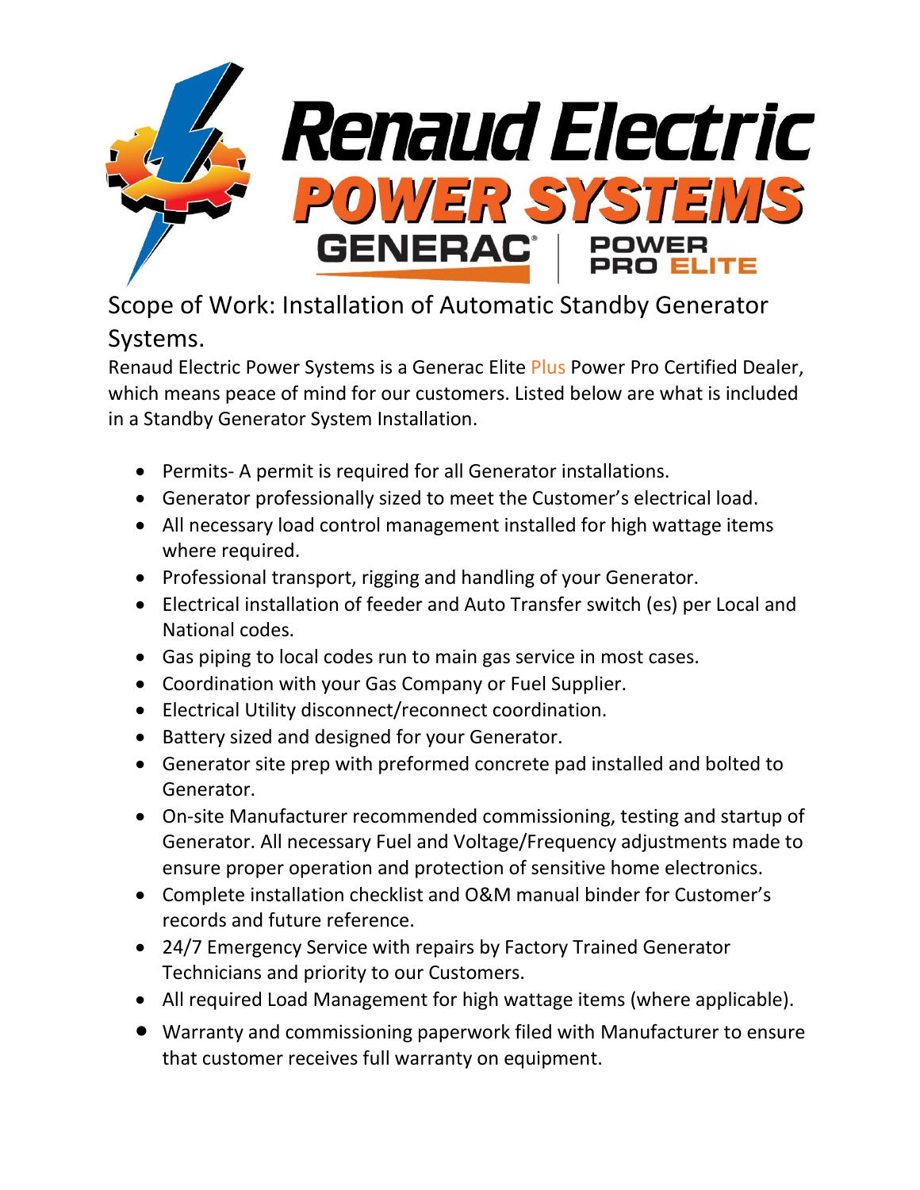# Renaud Electric POWER SYSTEMS

GENERAC | POWER PRO ELITE

## Scope of Work: Installation of Automatic Standby Generator Systems.

Renaud Electric Power Systems is a Generac Elite Plus Power Pro Certified Dealer, which means peace of mind for our customers. Listed below are what is included in a Standby Generator System Installation.

- Permits- A permit is required for all Generator installations.
- Generator professionally sized to meet the Customer's electrical load.
- All necessary load control management installed for high wattage items where required.
- Professional transport, rigging and handling of your Generator.
- Electrical installation of feeder and Auto Transfer switch (es) per Local and National codes.
- Gas piping to local codes run to main gas service in most cases.
- Coordination with your Gas Company or Fuel Supplier.
- Electrical Utility disconnect/reconnect coordination.
- Battery sized and designed for your Generator.
- Generator site prep with preformed concrete pad installed and bolted to Generator.
- On-site Manufacturer recommended commissioning, testing and startup of Generator. All necessary Fuel and Voltage/Frequency adjustments made to ensure proper operation and protection of sensitive home electronics.
- Complete installation checklist and O&M manual binder for Customer's records and future reference.
- 24/7 Emergency Service with repairs by Factory Trained Generator Technicians and priority to our Customers.
- All required Load Management for high wattage items (where applicable).
- Warranty and commissioning paperwork filed with Manufacturer to ensure that customer receives full warranty on equipment.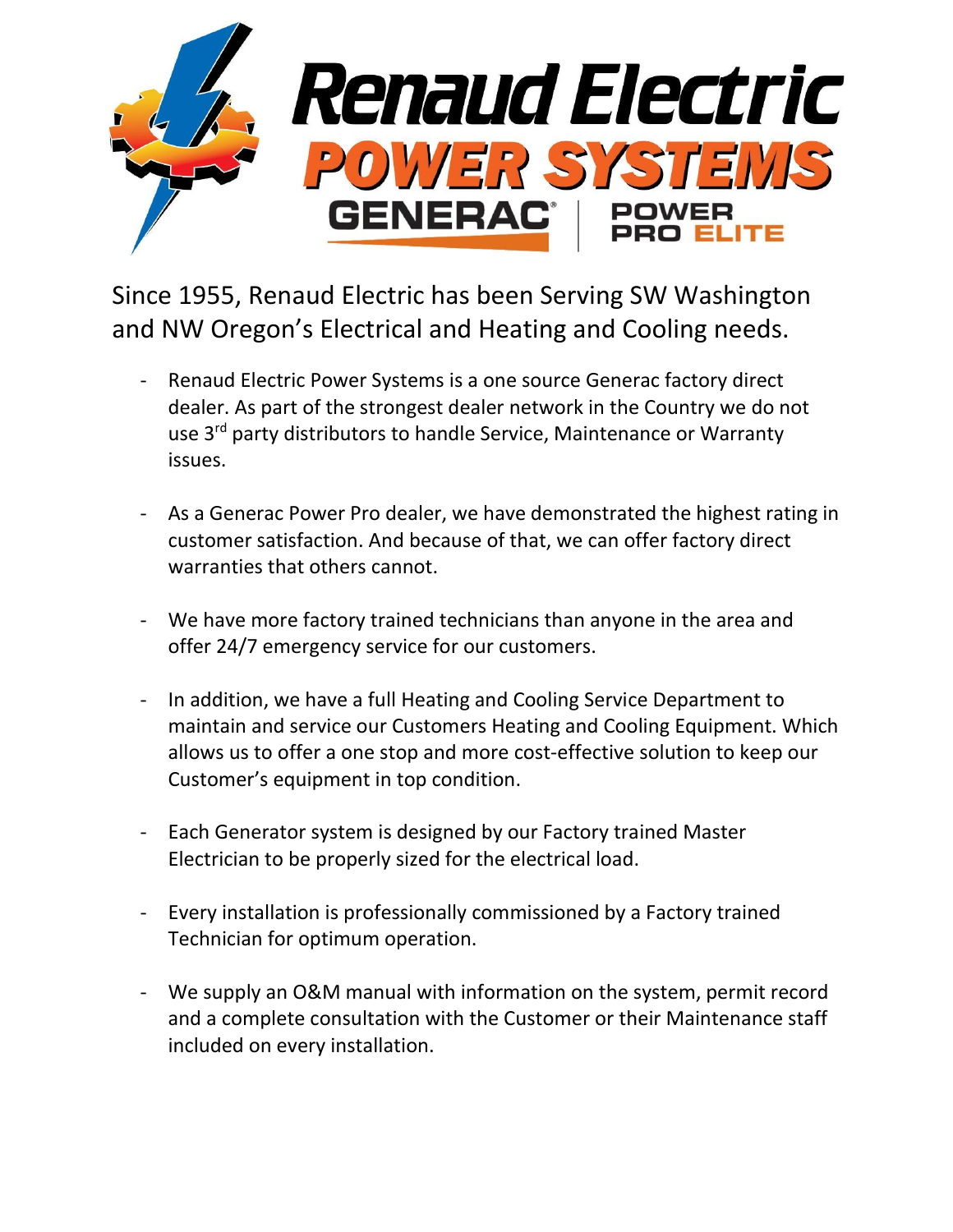# Renaud Electric
## POWER SYSTEMS
GENERAC | POWER PRO ELITE

Since 1955, Renaud Electric has been Serving SW Washington and NW Oregon's Electrical and Heating and Cooling needs.

- Renaud Electric Power Systems is a one source Generac factory direct dealer. As part of the strongest dealer network in the Country we do not use 3rd party distributors to handle Service, Maintenance or Warranty issues.

- As a Generac Power Pro dealer, we have demonstrated the highest rating in customer satisfaction. And because of that, we can offer factory direct warranties that others cannot.

- We have more factory trained technicians than anyone in the area and offer 24/7 emergency service for our customers.

- In addition, we have a full Heating and Cooling Service Department to maintain and service our Customers Heating and Cooling Equipment. Which allows us to offer a one stop and more cost-effective solution to keep our Customer's equipment in top condition.

- Each Generator system is designed by our Factory trained Master Electrician to be properly sized for the electrical load.

- Every installation is professionally commissioned by a Factory trained Technician for optimum operation.

- We supply an O&M manual with information on the system, permit record and a complete consultation with the Customer or their Maintenance staff included on every installation.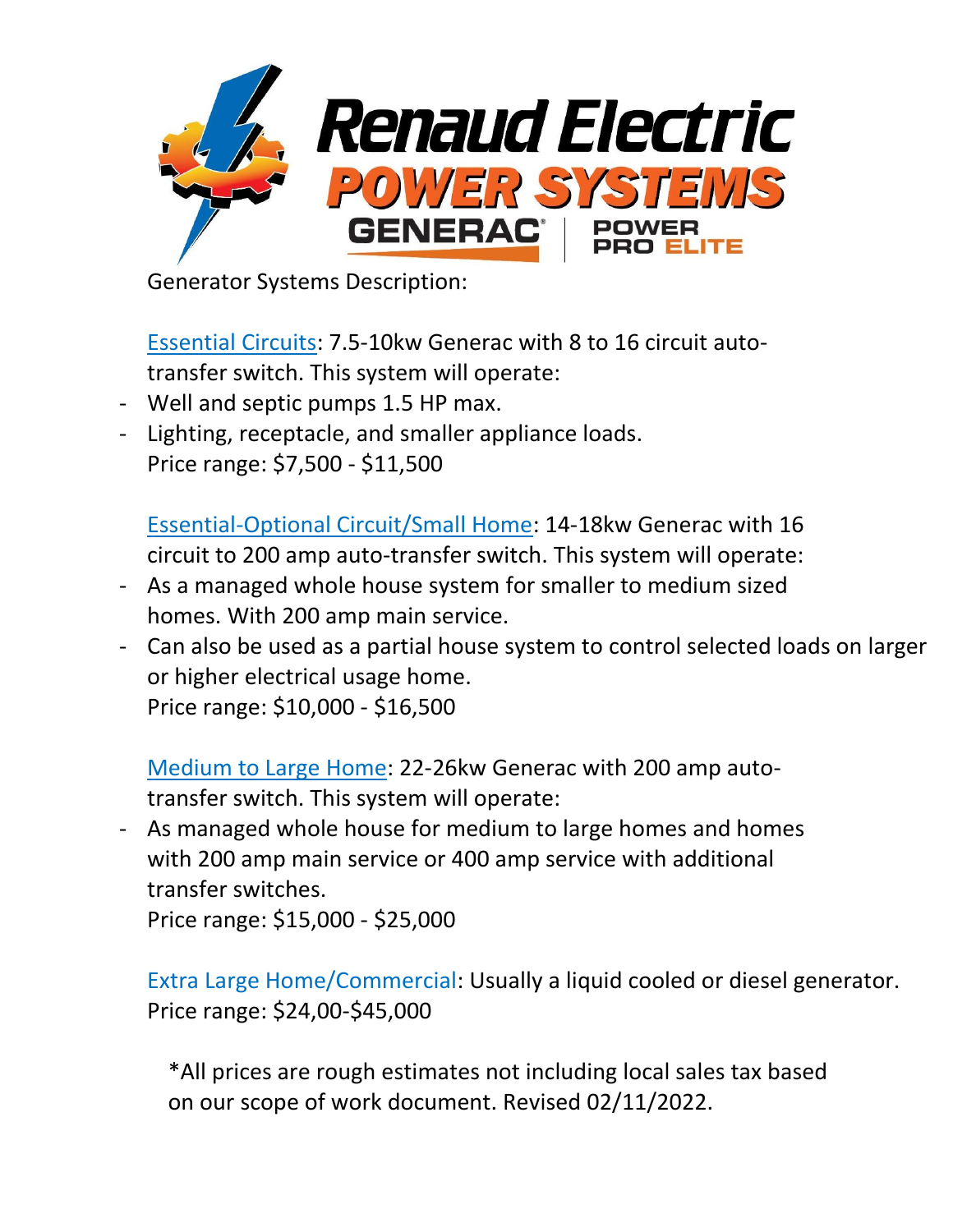# Renaud Electric

## POWER SYSTEMS

GENERAC | POWER PRO ELITE

Generator Systems Description:

Essential Circuits: 7.5-10kw Generac with 8 to 16 circuit auto-transfer switch. This system will operate:

- Well and septic pumps 1.5 HP max.
- Lighting, receptacle, and smaller appliance loads.

Price range: $7,500 - $11,500

Essential-Optional Circuit/Small Home: 14-18kw Generac with 16 circuit to 200 amp auto-transfer switch. This system will operate:

- As a managed whole house system for smaller to medium sized homes. With 200 amp main service.
- Can also be used as a partial house system to control selected loads on larger or higher electrical usage home.

Price range: $10,000 - $16,500

Medium to Large Home: 22-26kw Generac with 200 amp auto-transfer switch. This system will operate:

- As managed whole house for medium to large homes and homes with 200 amp main service or 400 amp service with additional transfer switches.

Price range: $15,000 - $25,000

Extra Large Home/Commercial: Usually a liquid cooled or diesel generator.
Price range: $24,00-$45,000

*All prices are rough estimates not including local sales tax based on our scope of work document. Revised 02/11/2022.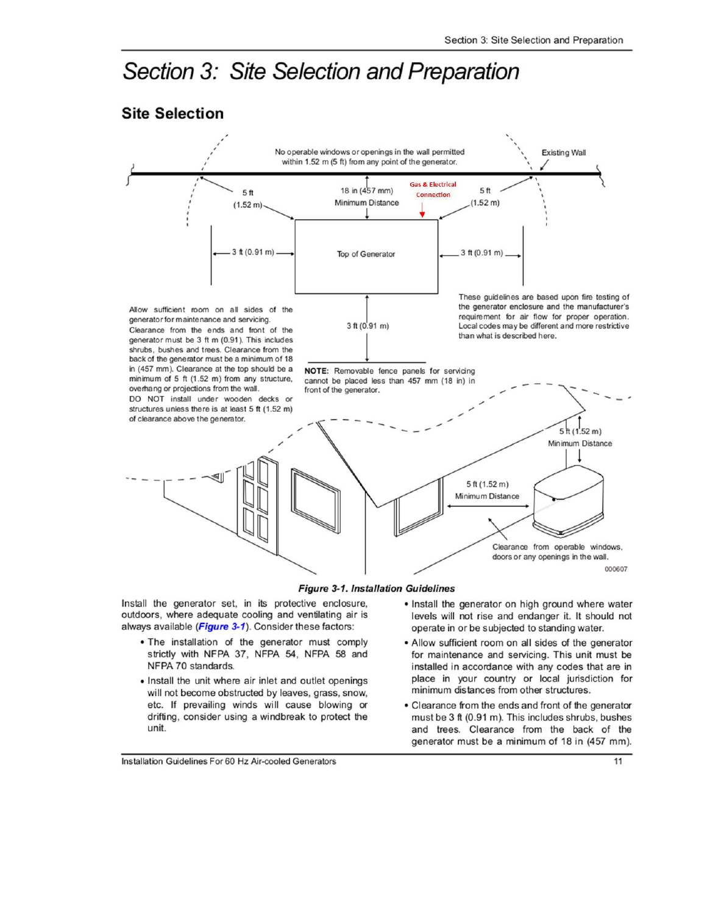# Section 3: Site Selection and Preparation

## Site Selection

No operable windows or openings in the wall permitted within 1.52 m (5 ft) from any point of the generator.

Existing Wall

5 ft (1.52 m)

18 in (457 mm) Minimum Distance

Gas & Electrical Connection

5 ft (1.52 m)

3 ft (0.91 m)

Top of Generator

3 ft (0.91 m)

These guidelines are based upon fire testing of the generator enclosure and the manufacturer's requirement for air flow for proper operation. Local codes may be different and more restrictive than what is described here.

Allow sufficient room on all sides of the generator for maintenance and servicing. Clearance from the ends and front of the generator must be 3 ft m (0.91). This includes shrubs, bushes and trees. Clearance from the back of the generator must be a minimum of 18 in (457 mm). Clearance at the top should be a minimum of 5 ft (1.52 m) from any structure, overhang or projections from the wall. DO NOT install under wooden decks or structures unless there is at least 5 ft (1.52 m) of clearance above the generator.

3 ft (0.91 m)

**NOTE:** Removable fence panels for servicing cannot be placed less than 457 mm (18 in) in front of the generator.

5 ft (1.52 m) Minimum Distance

5 ft (1.52 m) Minimum Distance

Clearance from operable windows, doors or any openings in the wall.

000607

***Figure 3-1. Installation Guidelines***

Install the generator set, in its protective enclosure, outdoors, where adequate cooling and ventilating air is always available (***Figure 3-1***). Consider these factors:

- The installation of the generator must comply strictly with NFPA 37, NFPA 54, NFPA 58 and NFPA 70 standards.
- Install the unit where air inlet and outlet openings will not become obstructed by leaves, grass, snow, etc. If prevailing winds will cause blowing or drifting, consider using a windbreak to protect the unit.
- Install the generator on high ground where water levels will not rise and endanger it. It should not operate in or be subjected to standing water.
- Allow sufficient room on all sides of the generator for maintenance and servicing. This unit must be installed in accordance with any codes that are in place in your country or local jurisdiction for minimum distances from other structures.
- Clearance from the ends and front of the generator must be 3 ft (0.91 m). This includes shrubs, bushes and trees. Clearance from the back of the generator must be a minimum of 18 in (457 mm).